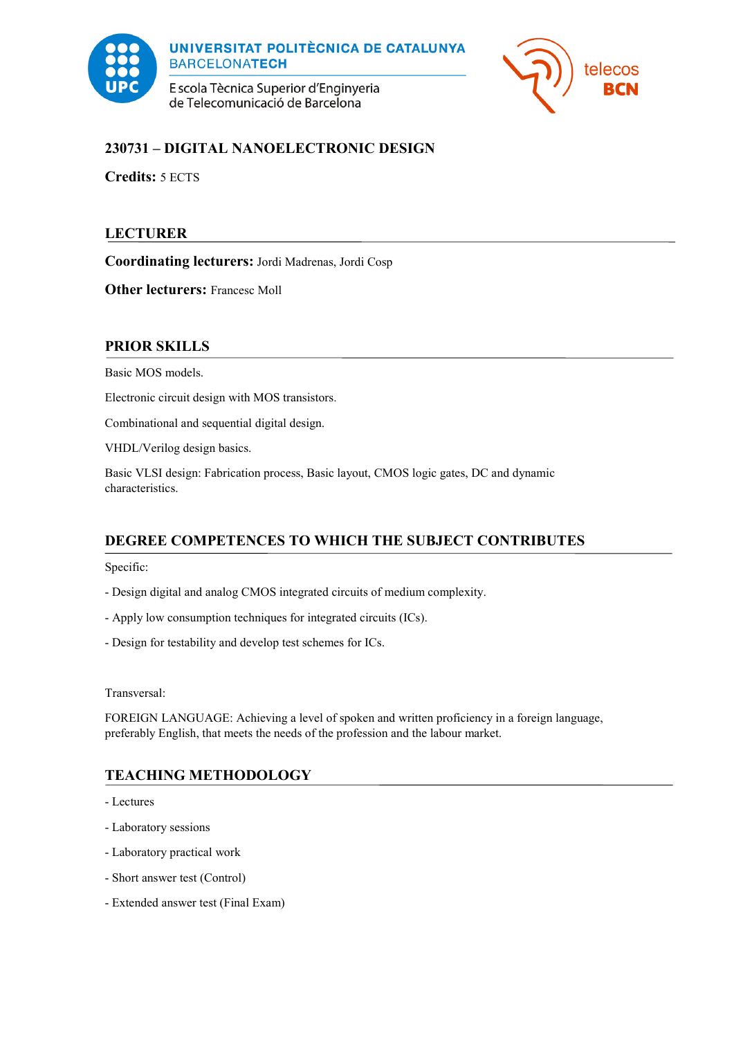# 230731 – DIGITAL NANOELECTRONIC DESIGN

**Credits:** 5 ECTS

## LECTURER

**Coordinating lecturers:** Jordi Madrenas, Jordi Cosp

**Other lecturers:** Francesc Moll

## PRIOR SKILLS

Basic MOS models.

Electronic circuit design with MOS transistors.

Combinational and sequential digital design.

VHDL/Verilog design basics.

Basic VLSI design: Fabrication process, Basic layout, CMOS logic gates, DC and dynamic characteristics.

## DEGREE COMPETENCES TO WHICH THE SUBJECT CONTRIBUTES

Specific:

- Design digital and analog CMOS integrated circuits of medium complexity.

- Apply low consumption techniques for integrated circuits (ICs).

- Design for testability and develop test schemes for ICs.

Transversal:

FOREIGN LANGUAGE: Achieving a level of spoken and written proficiency in a foreign language, preferably English, that meets the needs of the profession and the labour market.

## TEACHING METHODOLOGY

- Lectures

- Laboratory sessions

- Laboratory practical work

- Short answer test (Control)

- Extended answer test (Final Exam)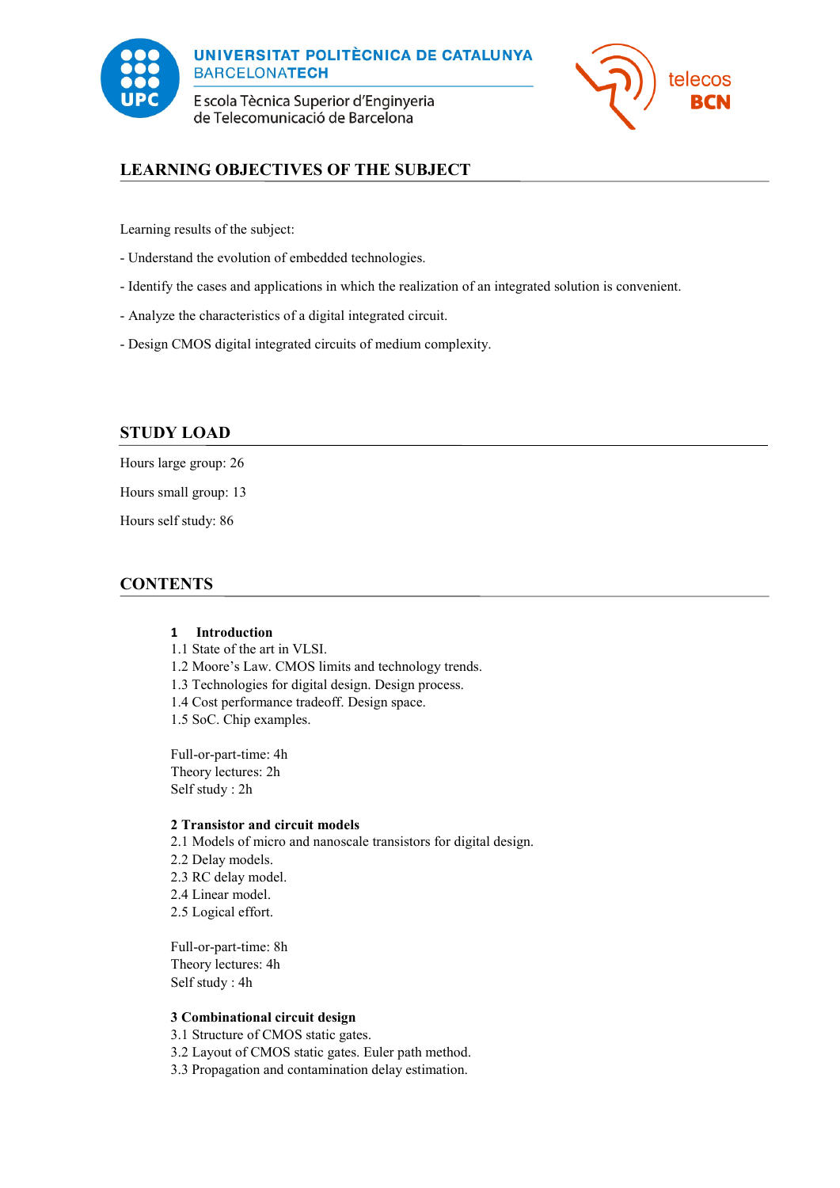## LEARNING OBJECTIVES OF THE SUBJECT

Learning results of the subject:

- Understand the evolution of embedded technologies.

- Identify the cases and applications in which the realization of an integrated solution is convenient.

- Analyze the characteristics of a digital integrated circuit.

- Design CMOS digital integrated circuits of medium complexity.

## STUDY LOAD

Hours large group: 26

Hours small group: 13

Hours self study: 86

## CONTENTS

**1 Introduction**

1.1 State of the art in VLSI.
1.2 Moore's Law. CMOS limits and technology trends.
1.3 Technologies for digital design. Design process.
1.4 Cost performance tradeoff. Design space.
1.5 SoC. Chip examples.

Full-or-part-time: 4h
Theory lectures: 2h
Self study : 2h

**2 Transistor and circuit models**

2.1 Models of micro and nanoscale transistors for digital design.
2.2 Delay models.
2.3 RC delay model.
2.4 Linear model.
2.5 Logical effort.

Full-or-part-time: 8h
Theory lectures: 4h
Self study : 4h

**3 Combinational circuit design**

3.1 Structure of CMOS static gates.
3.2 Layout of CMOS static gates. Euler path method.
3.3 Propagation and contamination delay estimation.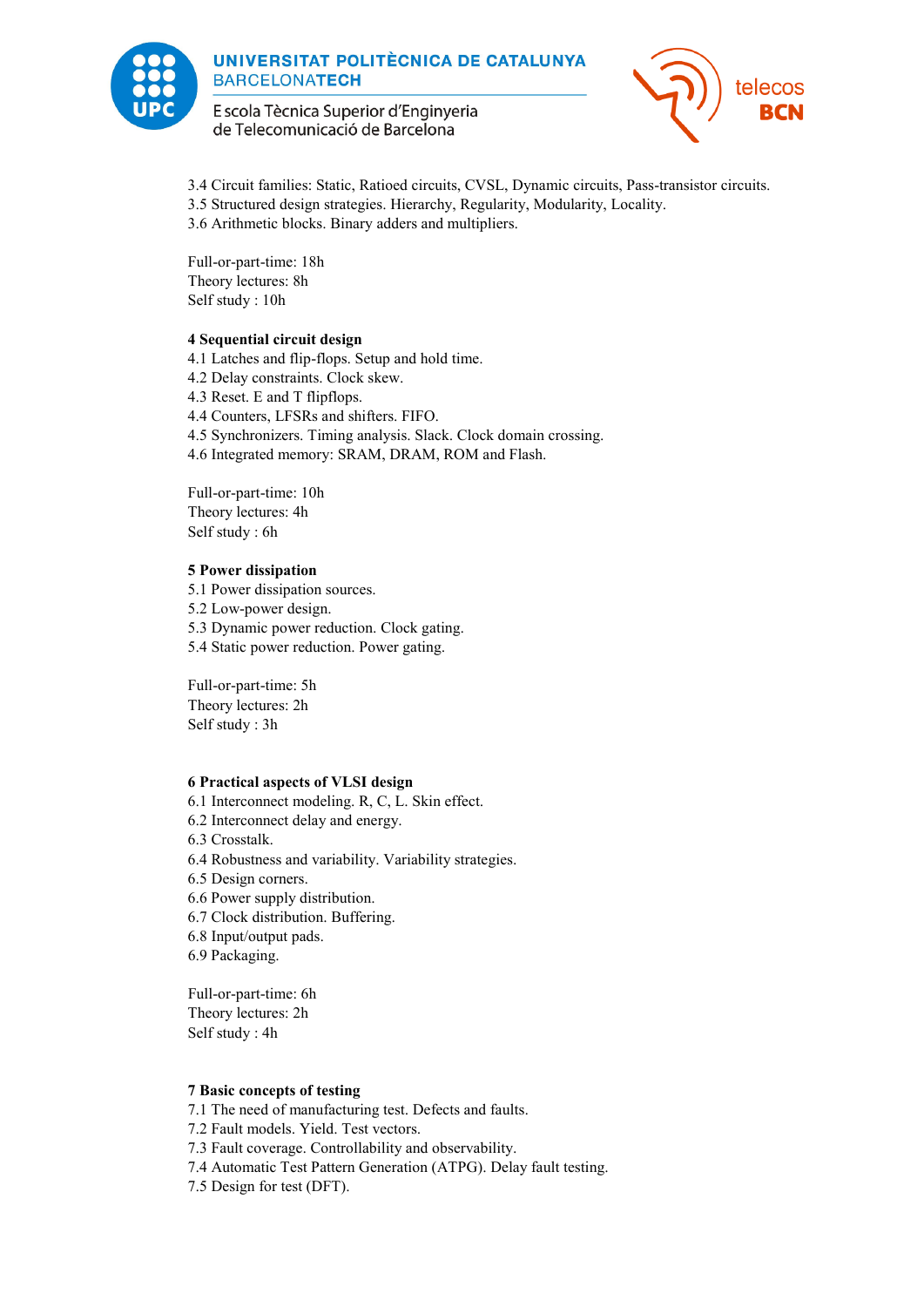3.4 Circuit families: Static, Ratioed circuits, CVSL, Dynamic circuits, Pass-transistor circuits.
3.5 Structured design strategies. Hierarchy, Regularity, Modularity, Locality.
3.6 Arithmetic blocks. Binary adders and multipliers.

Full-or-part-time: 18h
Theory lectures: 8h
Self study : 10h

**4 Sequential circuit design**
4.1 Latches and flip-flops. Setup and hold time.
4.2 Delay constraints. Clock skew.
4.3 Reset. E and T flipflops.
4.4 Counters, LFSRs and shifters. FIFO.
4.5 Synchronizers. Timing analysis. Slack. Clock domain crossing.
4.6 Integrated memory: SRAM, DRAM, ROM and Flash.

Full-or-part-time: 10h
Theory lectures: 4h
Self study : 6h

**5 Power dissipation**
5.1 Power dissipation sources.
5.2 Low-power design.
5.3 Dynamic power reduction. Clock gating.
5.4 Static power reduction. Power gating.

Full-or-part-time: 5h
Theory lectures: 2h
Self study : 3h

**6 Practical aspects of VLSI design**
6.1 Interconnect modeling. R, C, L. Skin effect.
6.2 Interconnect delay and energy.
6.3 Crosstalk.
6.4 Robustness and variability. Variability strategies.
6.5 Design corners.
6.6 Power supply distribution.
6.7 Clock distribution. Buffering.
6.8 Input/output pads.
6.9 Packaging.

Full-or-part-time: 6h
Theory lectures: 2h
Self study : 4h

**7 Basic concepts of testing**
7.1 The need of manufacturing test. Defects and faults.
7.2 Fault models. Yield. Test vectors.
7.3 Fault coverage. Controllability and observability.
7.4 Automatic Test Pattern Generation (ATPG). Delay fault testing.
7.5 Design for test (DFT).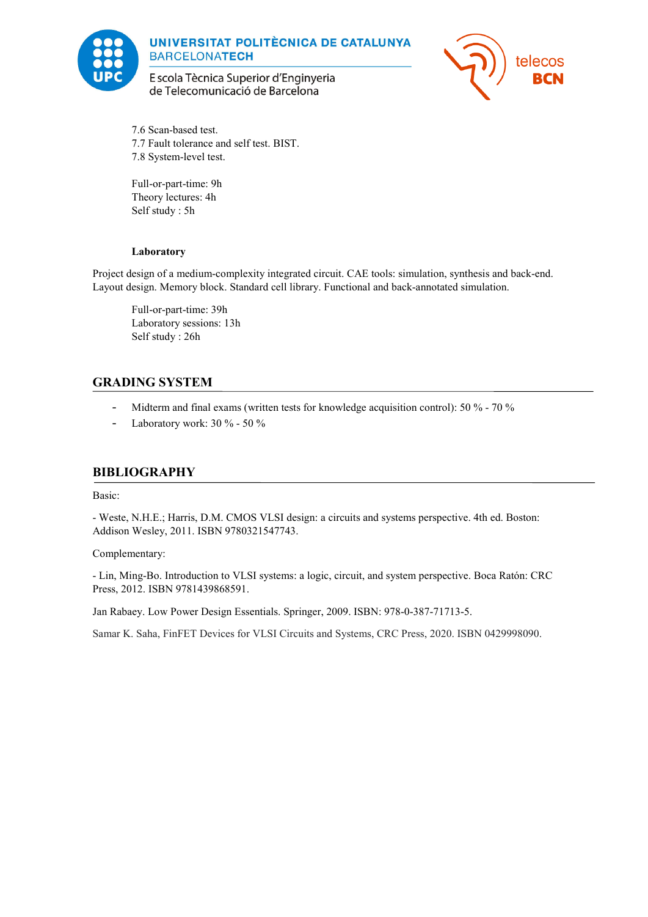7.6 Scan-based test.
7.7 Fault tolerance and self test. BIST.
7.8 System-level test.

Full-or-part-time: 9h
Theory lectures: 4h
Self study : 5h

**Laboratory**

Project design of a medium-complexity integrated circuit. CAE tools: simulation, synthesis and back-end. Layout design. Memory block. Standard cell library. Functional and back-annotated simulation.

Full-or-part-time: 39h
Laboratory sessions: 13h
Self study : 26h

## GRADING SYSTEM

- Midterm and final exams (written tests for knowledge acquisition control): 50 % - 70 %
- Laboratory work: 30 % - 50 %

## BIBLIOGRAPHY

Basic:

- Weste, N.H.E.; Harris, D.M. CMOS VLSI design: a circuits and systems perspective. 4th ed. Boston: Addison Wesley, 2011. ISBN 9780321547743.

Complementary:

- Lin, Ming-Bo. Introduction to VLSI systems: a logic, circuit, and system perspective. Boca Ratón: CRC Press, 2012. ISBN 9781439868591.

Jan Rabaey. Low Power Design Essentials. Springer, 2009. ISBN: 978-0-387-71713-5.

Samar K. Saha, FinFET Devices for VLSI Circuits and Systems, CRC Press, 2020. ISBN 0429998090.